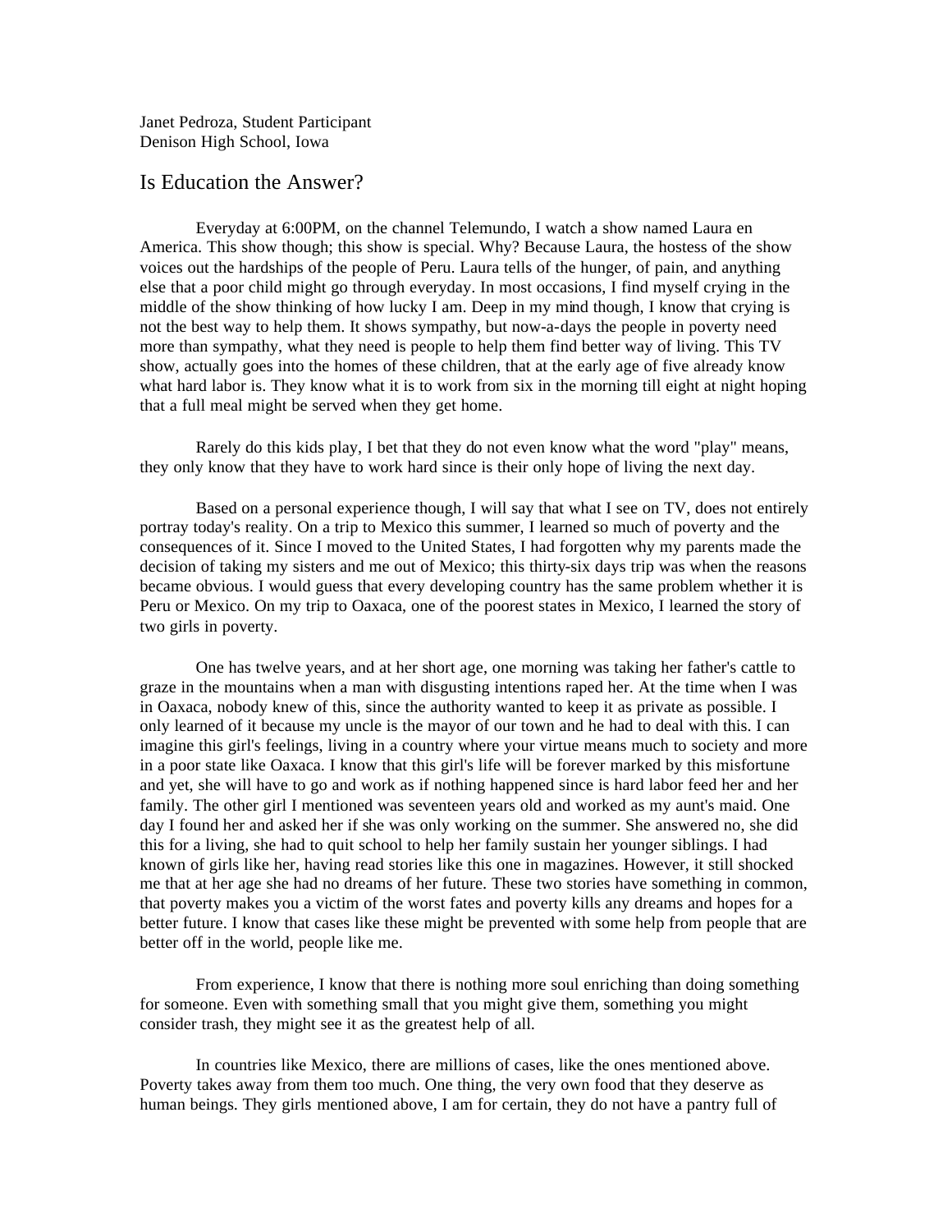Janet Pedroza, Student Participant
Denison High School, Iowa

## Is Education the Answer?

Everyday at 6:00PM, on the channel Telemundo, I watch a show named Laura en America. This show though; this show is special. Why? Because Laura, the hostess of the show voices out the hardships of the people of Peru. Laura tells of the hunger, of pain, and anything else that a poor child might go through everyday. In most occasions, I find myself crying in the middle of the show thinking of how lucky I am. Deep in my mind though, I know that crying is not the best way to help them. It shows sympathy, but now-a-days the people in poverty need more than sympathy, what they need is people to help them find better way of living. This TV show, actually goes into the homes of these children, that at the early age of five already know what hard labor is. They know what it is to work from six in the morning till eight at night hoping that a full meal might be served when they get home.

Rarely do this kids play, I bet that they do not even know what the word "play" means, they only know that they have to work hard since is their only hope of living the next day.

Based on a personal experience though, I will say that what I see on TV, does not entirely portray today's reality. On a trip to Mexico this summer, I learned so much of poverty and the consequences of it. Since I moved to the United States, I had forgotten why my parents made the decision of taking my sisters and me out of Mexico; this thirty-six days trip was when the reasons became obvious. I would guess that every developing country has the same problem whether it is Peru or Mexico. On my trip to Oaxaca, one of the poorest states in Mexico, I learned the story of two girls in poverty.

One has twelve years, and at her short age, one morning was taking her father's cattle to graze in the mountains when a man with disgusting intentions raped her. At the time when I was in Oaxaca, nobody knew of this, since the authority wanted to keep it as private as possible. I only learned of it because my uncle is the mayor of our town and he had to deal with this. I can imagine this girl's feelings, living in a country where your virtue means much to society and more in a poor state like Oaxaca. I know that this girl's life will be forever marked by this misfortune and yet, she will have to go and work as if nothing happened since is hard labor feed her and her family. The other girl I mentioned was seventeen years old and worked as my aunt's maid. One day I found her and asked her if she was only working on the summer. She answered no, she did this for a living, she had to quit school to help her family sustain her younger siblings. I had known of girls like her, having read stories like this one in magazines. However, it still shocked me that at her age she had no dreams of her future. These two stories have something in common, that poverty makes you a victim of the worst fates and poverty kills any dreams and hopes for a better future. I know that cases like these might be prevented with some help from people that are better off in the world, people like me.

From experience, I know that there is nothing more soul enriching than doing something for someone. Even with something small that you might give them, something you might consider trash, they might see it as the greatest help of all.

In countries like Mexico, there are millions of cases, like the ones mentioned above. Poverty takes away from them too much. One thing, the very own food that they deserve as human beings. They girls mentioned above, I am for certain, they do not have a pantry full of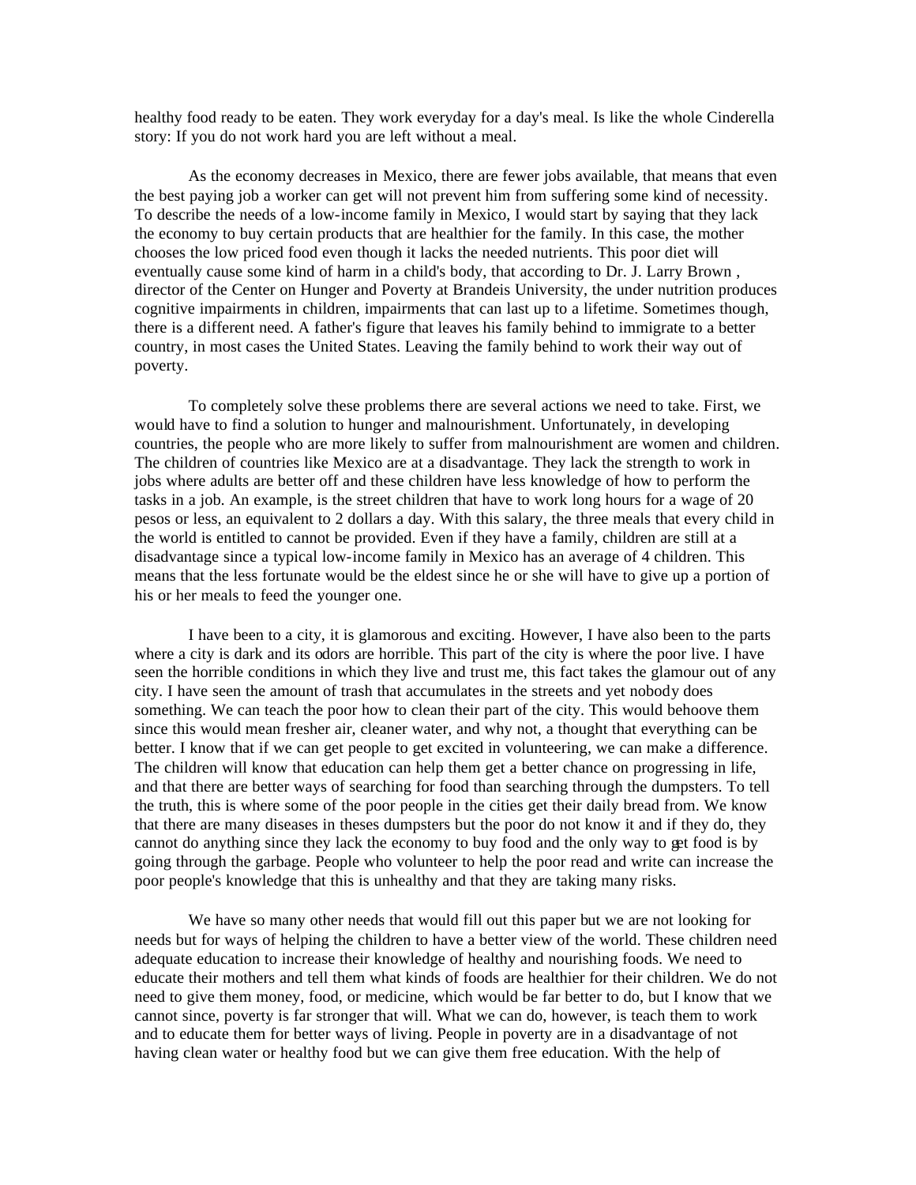healthy food ready to be eaten. They work everyday for a day's meal. Is like the whole Cinderella story: If you do not work hard you are left without a meal.

As the economy decreases in Mexico, there are fewer jobs available, that means that even the best paying job a worker can get will not prevent him from suffering some kind of necessity. To describe the needs of a low-income family in Mexico, I would start by saying that they lack the economy to buy certain products that are healthier for the family. In this case, the mother chooses the low priced food even though it lacks the needed nutrients. This poor diet will eventually cause some kind of harm in a child's body, that according to Dr. J. Larry Brown , director of the Center on Hunger and Poverty at Brandeis University, the under nutrition produces cognitive impairments in children, impairments that can last up to a lifetime. Sometimes though, there is a different need. A father's figure that leaves his family behind to immigrate to a better country, in most cases the United States. Leaving the family behind to work their way out of poverty.

To completely solve these problems there are several actions we need to take. First, we would have to find a solution to hunger and malnourishment. Unfortunately, in developing countries, the people who are more likely to suffer from malnourishment are women and children. The children of countries like Mexico are at a disadvantage. They lack the strength to work in jobs where adults are better off and these children have less knowledge of how to perform the tasks in a job. An example, is the street children that have to work long hours for a wage of 20 pesos or less, an equivalent to 2 dollars a day. With this salary, the three meals that every child in the world is entitled to cannot be provided. Even if they have a family, children are still at a disadvantage since a typical low-income family in Mexico has an average of 4 children. This means that the less fortunate would be the eldest since he or she will have to give up a portion of his or her meals to feed the younger one.

I have been to a city, it is glamorous and exciting. However, I have also been to the parts where a city is dark and its odors are horrible. This part of the city is where the poor live. I have seen the horrible conditions in which they live and trust me, this fact takes the glamour out of any city. I have seen the amount of trash that accumulates in the streets and yet nobody does something. We can teach the poor how to clean their part of the city. This would behoove them since this would mean fresher air, cleaner water, and why not, a thought that everything can be better. I know that if we can get people to get excited in volunteering, we can make a difference. The children will know that education can help them get a better chance on progressing in life, and that there are better ways of searching for food than searching through the dumpsters. To tell the truth, this is where some of the poor people in the cities get their daily bread from. We know that there are many diseases in theses dumpsters but the poor do not know it and if they do, they cannot do anything since they lack the economy to buy food and the only way to get food is by going through the garbage. People who volunteer to help the poor read and write can increase the poor people's knowledge that this is unhealthy and that they are taking many risks.

We have so many other needs that would fill out this paper but we are not looking for needs but for ways of helping the children to have a better view of the world. These children need adequate education to increase their knowledge of healthy and nourishing foods. We need to educate their mothers and tell them what kinds of foods are healthier for their children. We do not need to give them money, food, or medicine, which would be far better to do, but I know that we cannot since, poverty is far stronger that will. What we can do, however, is teach them to work and to educate them for better ways of living. People in poverty are in a disadvantage of not having clean water or healthy food but we can give them free education. With the help of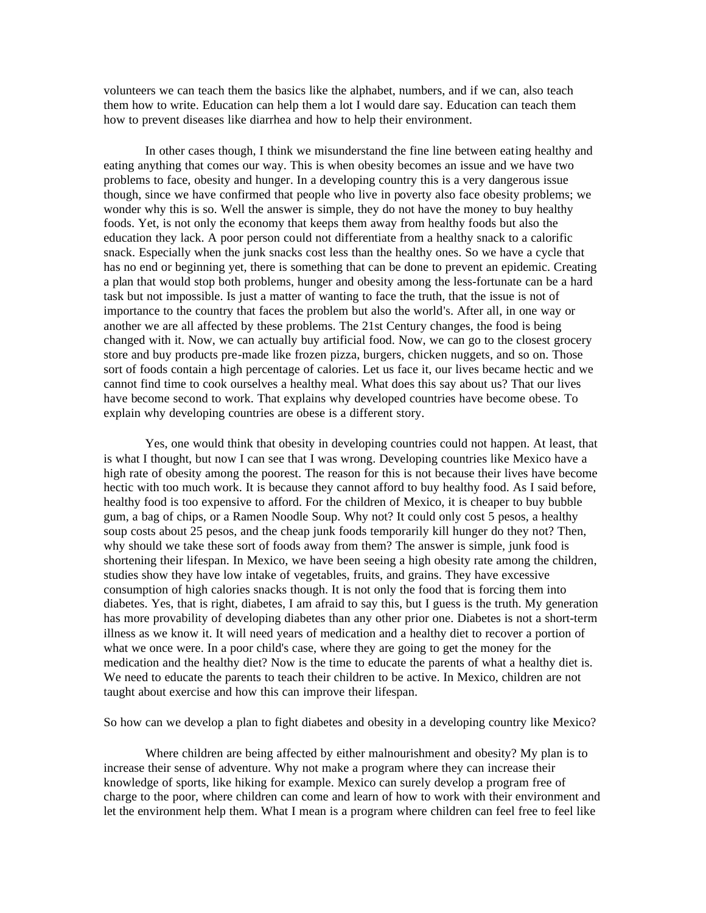volunteers we can teach them the basics like the alphabet, numbers, and if we can, also teach them how to write. Education can help them a lot I would dare say. Education can teach them how to prevent diseases like diarrhea and how to help their environment.

In other cases though, I think we misunderstand the fine line between eating healthy and eating anything that comes our way. This is when obesity becomes an issue and we have two problems to face, obesity and hunger. In a developing country this is a very dangerous issue though, since we have confirmed that people who live in poverty also face obesity problems; we wonder why this is so. Well the answer is simple, they do not have the money to buy healthy foods. Yet, is not only the economy that keeps them away from healthy foods but also the education they lack. A poor person could not differentiate from a healthy snack to a calorific snack. Especially when the junk snacks cost less than the healthy ones. So we have a cycle that has no end or beginning yet, there is something that can be done to prevent an epidemic. Creating a plan that would stop both problems, hunger and obesity among the less-fortunate can be a hard task but not impossible. Is just a matter of wanting to face the truth, that the issue is not of importance to the country that faces the problem but also the world's. After all, in one way or another we are all affected by these problems. The 21st Century changes, the food is being changed with it. Now, we can actually buy artificial food. Now, we can go to the closest grocery store and buy products pre-made like frozen pizza, burgers, chicken nuggets, and so on. Those sort of foods contain a high percentage of calories. Let us face it, our lives became hectic and we cannot find time to cook ourselves a healthy meal. What does this say about us? That our lives have become second to work. That explains why developed countries have become obese. To explain why developing countries are obese is a different story.

Yes, one would think that obesity in developing countries could not happen. At least, that is what I thought, but now I can see that I was wrong. Developing countries like Mexico have a high rate of obesity among the poorest. The reason for this is not because their lives have become hectic with too much work. It is because they cannot afford to buy healthy food. As I said before, healthy food is too expensive to afford. For the children of Mexico, it is cheaper to buy bubble gum, a bag of chips, or a Ramen Noodle Soup. Why not? It could only cost 5 pesos, a healthy soup costs about 25 pesos, and the cheap junk foods temporarily kill hunger do they not? Then, why should we take these sort of foods away from them? The answer is simple, junk food is shortening their lifespan. In Mexico, we have been seeing a high obesity rate among the children, studies show they have low intake of vegetables, fruits, and grains. They have excessive consumption of high calories snacks though. It is not only the food that is forcing them into diabetes. Yes, that is right, diabetes, I am afraid to say this, but I guess is the truth. My generation has more provability of developing diabetes than any other prior one. Diabetes is not a short-term illness as we know it. It will need years of medication and a healthy diet to recover a portion of what we once were. In a poor child's case, where they are going to get the money for the medication and the healthy diet? Now is the time to educate the parents of what a healthy diet is. We need to educate the parents to teach their children to be active. In Mexico, children are not taught about exercise and how this can improve their lifespan.

So how can we develop a plan to fight diabetes and obesity in a developing country like Mexico?

Where children are being affected by either malnourishment and obesity? My plan is to increase their sense of adventure. Why not make a program where they can increase their knowledge of sports, like hiking for example. Mexico can surely develop a program free of charge to the poor, where children can come and learn of how to work with their environment and let the environment help them. What I mean is a program where children can feel free to feel like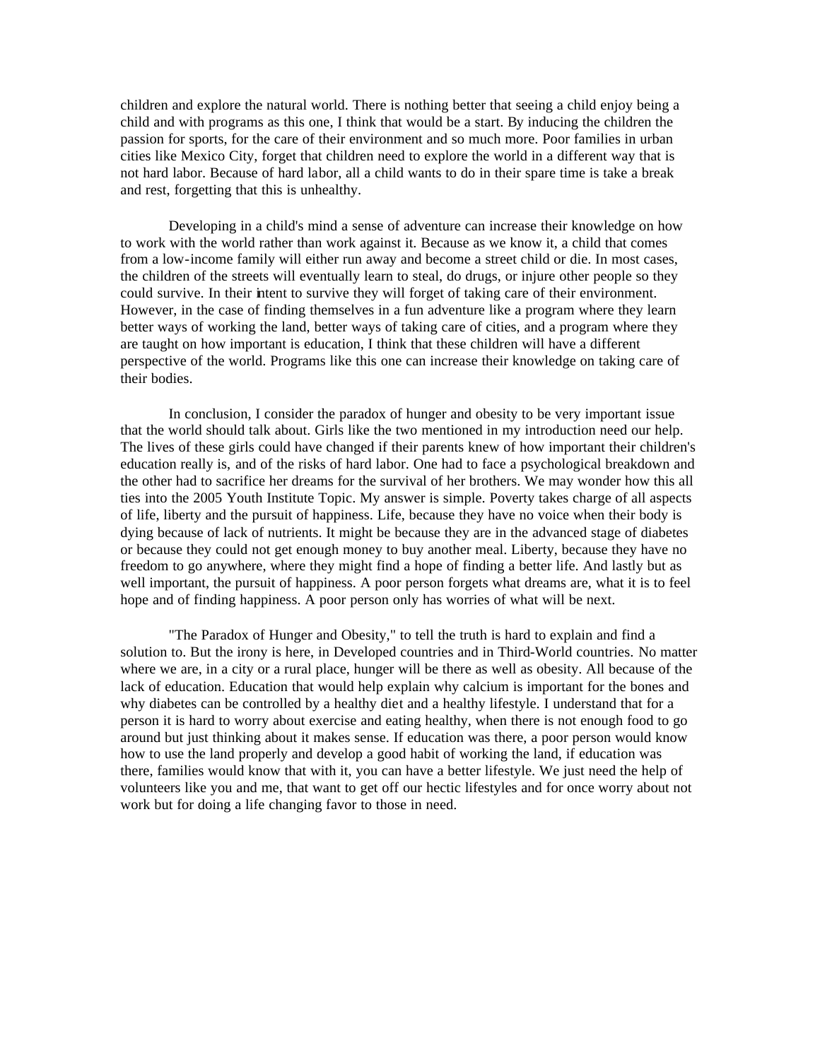children and explore the natural world. There is nothing better that seeing a child enjoy being a child and with programs as this one, I think that would be a start. By inducing the children the passion for sports, for the care of their environment and so much more. Poor families in urban cities like Mexico City, forget that children need to explore the world in a different way that is not hard labor. Because of hard labor, all a child wants to do in their spare time is take a break and rest, forgetting that this is unhealthy.

Developing in a child's mind a sense of adventure can increase their knowledge on how to work with the world rather than work against it. Because as we know it, a child that comes from a low-income family will either run away and become a street child or die. In most cases, the children of the streets will eventually learn to steal, do drugs, or injure other people so they could survive. In their intent to survive they will forget of taking care of their environment. However, in the case of finding themselves in a fun adventure like a program where they learn better ways of working the land, better ways of taking care of cities, and a program where they are taught on how important is education, I think that these children will have a different perspective of the world. Programs like this one can increase their knowledge on taking care of their bodies.

In conclusion, I consider the paradox of hunger and obesity to be very important issue that the world should talk about. Girls like the two mentioned in my introduction need our help. The lives of these girls could have changed if their parents knew of how important their children's education really is, and of the risks of hard labor. One had to face a psychological breakdown and the other had to sacrifice her dreams for the survival of her brothers. We may wonder how this all ties into the 2005 Youth Institute Topic. My answer is simple. Poverty takes charge of all aspects of life, liberty and the pursuit of happiness. Life, because they have no voice when their body is dying because of lack of nutrients. It might be because they are in the advanced stage of diabetes or because they could not get enough money to buy another meal. Liberty, because they have no freedom to go anywhere, where they might find a hope of finding a better life. And lastly but as well important, the pursuit of happiness. A poor person forgets what dreams are, what it is to feel hope and of finding happiness. A poor person only has worries of what will be next.

"The Paradox of Hunger and Obesity," to tell the truth is hard to explain and find a solution to. But the irony is here, in Developed countries and in Third-World countries. No matter where we are, in a city or a rural place, hunger will be there as well as obesity. All because of the lack of education. Education that would help explain why calcium is important for the bones and why diabetes can be controlled by a healthy diet and a healthy lifestyle. I understand that for a person it is hard to worry about exercise and eating healthy, when there is not enough food to go around but just thinking about it makes sense. If education was there, a poor person would know how to use the land properly and develop a good habit of working the land, if education was there, families would know that with it, you can have a better lifestyle. We just need the help of volunteers like you and me, that want to get off our hectic lifestyles and for once worry about not work but for doing a life changing favor to those in need.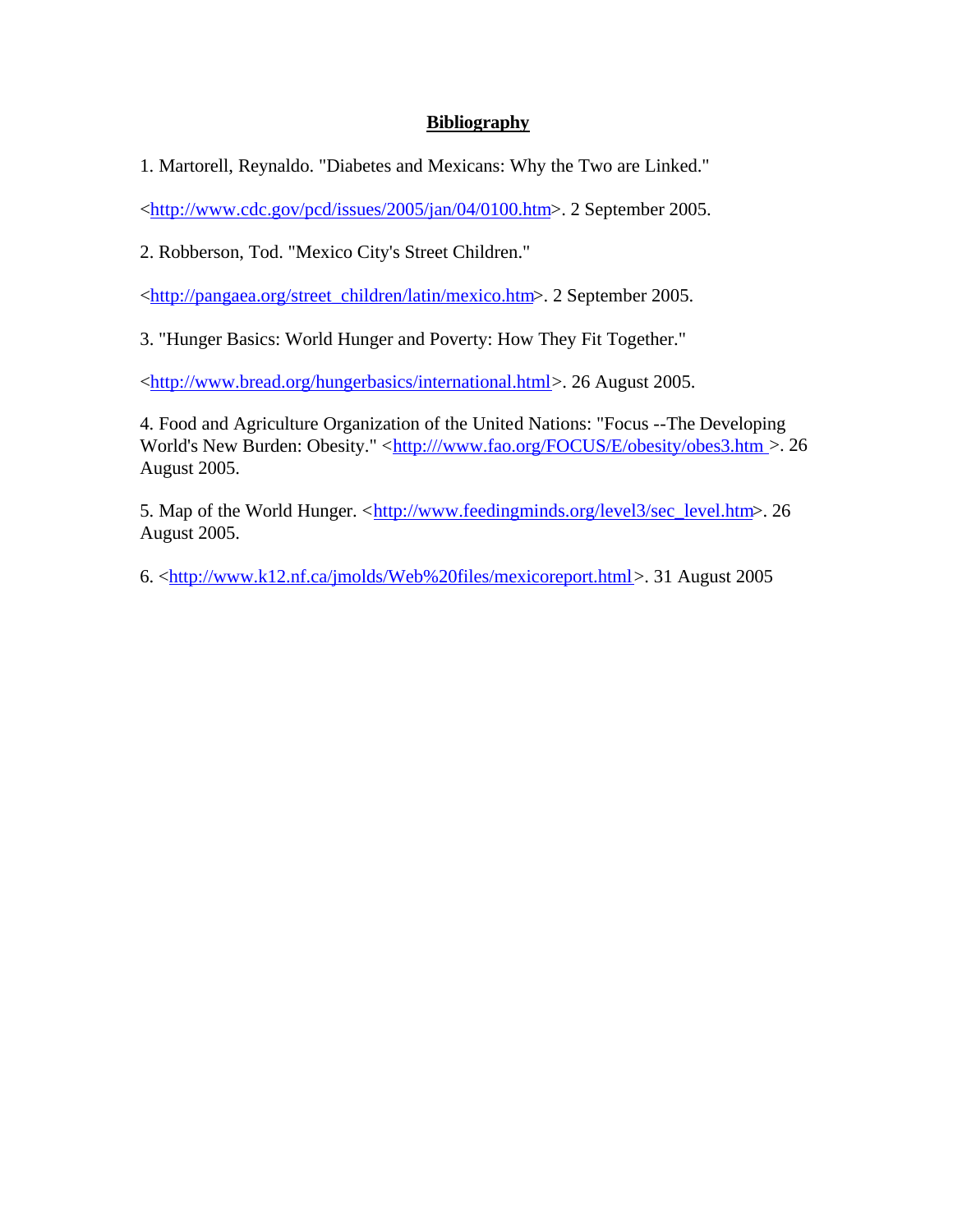# Bibliography

1. Martorell, Reynaldo. "Diabetes and Mexicans: Why the Two are Linked."

<http://www.cdc.gov/pcd/issues/2005/jan/04/0100.htm>. 2 September 2005.

2. Robberson, Tod. "Mexico City's Street Children."

<http://pangaea.org/street_children/latin/mexico.htm>. 2 September 2005.

3. "Hunger Basics: World Hunger and Poverty: How They Fit Together."

<http://www.bread.org/hungerbasics/international.html>. 26 August 2005.

4. Food and Agriculture Organization of the United Nations: "Focus --The Developing World's New Burden: Obesity." <http:///www.fao.org/FOCUS/E/obesity/obes3.htm >. 26 August 2005.

5. Map of the World Hunger. <http://www.feedingminds.org/level3/sec_level.htm>. 26 August 2005.

6. <http://www.k12.nf.ca/jmolds/Web%20files/mexicoreport.html>. 31 August 2005